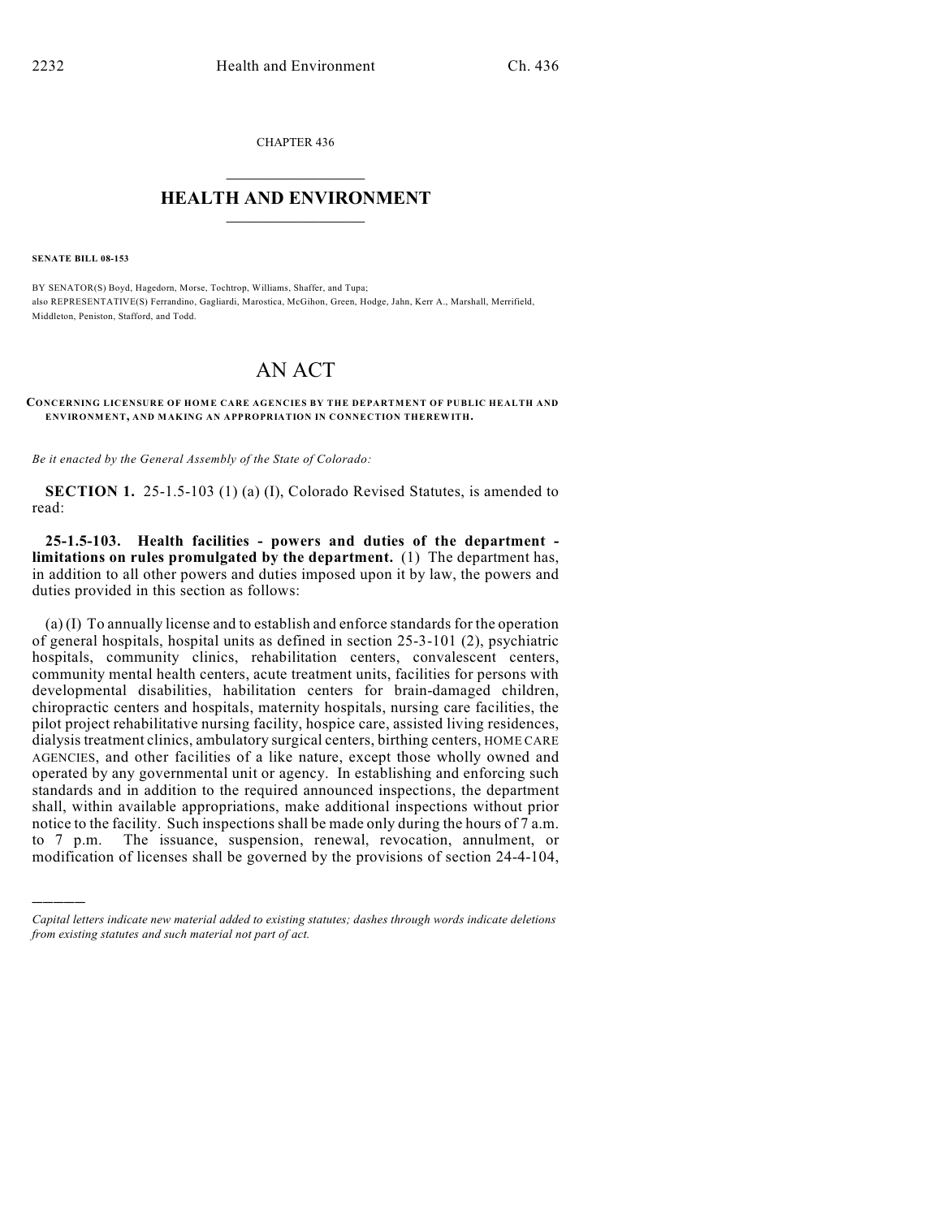CHAPTER 436

# HEALTH AND ENVIRONMENT

**SENATE BILL 08-153**

BY SENATOR(S) Boyd, Hagedorn, Morse, Tochtrop, Williams, Shaffer, and Tupa;
also REPRESENTATIVE(S) Ferrandino, Gagliardi, Marostica, McGihon, Green, Hodge, Jahn, Kerr A., Marshall, Merrifield, Middleton, Peniston, Stafford, and Todd.

# AN ACT

**CONCERNING LICENSURE OF HOME CARE AGENCIES BY THE DEPARTMENT OF PUBLIC HEALTH AND ENVIRONMENT, AND MAKING AN APPROPRIATION IN CONNECTION THEREWITH.**

*Be it enacted by the General Assembly of the State of Colorado:*

**SECTION 1.** 25-1.5-103 (1) (a) (I), Colorado Revised Statutes, is amended to read:

**25-1.5-103. Health facilities - powers and duties of the department - limitations on rules promulgated by the department.** (1) The department has, in addition to all other powers and duties imposed upon it by law, the powers and duties provided in this section as follows:

(a) (I) To annually license and to establish and enforce standards for the operation of general hospitals, hospital units as defined in section 25-3-101 (2), psychiatric hospitals, community clinics, rehabilitation centers, convalescent centers, community mental health centers, acute treatment units, facilities for persons with developmental disabilities, habilitation centers for brain-damaged children, chiropractic centers and hospitals, maternity hospitals, nursing care facilities, the pilot project rehabilitative nursing facility, hospice care, assisted living residences, dialysis treatment clinics, ambulatory surgical centers, birthing centers, HOME CARE AGENCIES, and other facilities of a like nature, except those wholly owned and operated by any governmental unit or agency. In establishing and enforcing such standards and in addition to the required announced inspections, the department shall, within available appropriations, make additional inspections without prior notice to the facility. Such inspections shall be made only during the hours of 7 a.m. to 7 p.m. The issuance, suspension, renewal, revocation, annulment, or modification of licenses shall be governed by the provisions of section 24-4-104,

---

*Capital letters indicate new material added to existing statutes; dashes through words indicate deletions from existing statutes and such material not part of act.*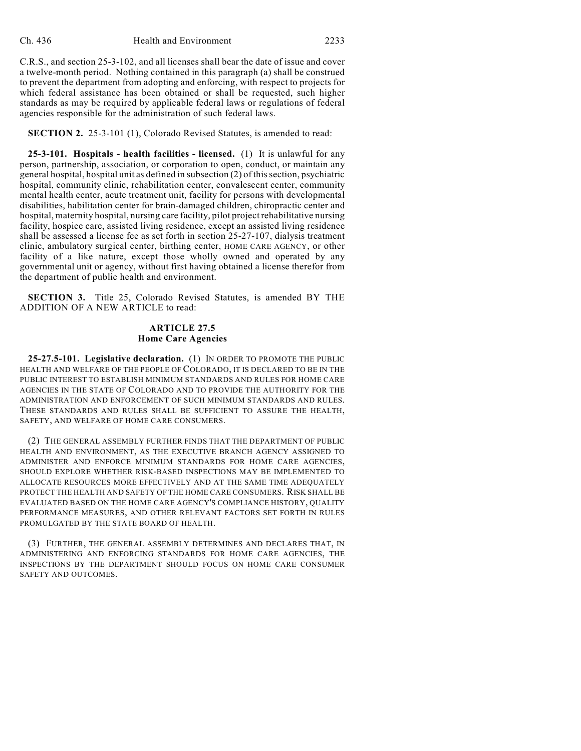C.R.S., and section 25-3-102, and all licenses shall bear the date of issue and cover a twelve-month period. Nothing contained in this paragraph (a) shall be construed to prevent the department from adopting and enforcing, with respect to projects for which federal assistance has been obtained or shall be requested, such higher standards as may be required by applicable federal laws or regulations of federal agencies responsible for the administration of such federal laws.

**SECTION 2.** 25-3-101 (1), Colorado Revised Statutes, is amended to read:

**25-3-101. Hospitals - health facilities - licensed.** (1) It is unlawful for any person, partnership, association, or corporation to open, conduct, or maintain any general hospital, hospital unit as defined in subsection (2) of this section, psychiatric hospital, community clinic, rehabilitation center, convalescent center, community mental health center, acute treatment unit, facility for persons with developmental disabilities, habilitation center for brain-damaged children, chiropractic center and hospital, maternity hospital, nursing care facility, pilot project rehabilitative nursing facility, hospice care, assisted living residence, except an assisted living residence shall be assessed a license fee as set forth in section 25-27-107, dialysis treatment clinic, ambulatory surgical center, birthing center, HOME CARE AGENCY, or other facility of a like nature, except those wholly owned and operated by any governmental unit or agency, without first having obtained a license therefor from the department of public health and environment.

**SECTION 3.** Title 25, Colorado Revised Statutes, is amended BY THE ADDITION OF A NEW ARTICLE to read:

## ARTICLE 27.5
## Home Care Agencies

**25-27.5-101. Legislative declaration.** (1) IN ORDER TO PROMOTE THE PUBLIC HEALTH AND WELFARE OF THE PEOPLE OF COLORADO, IT IS DECLARED TO BE IN THE PUBLIC INTEREST TO ESTABLISH MINIMUM STANDARDS AND RULES FOR HOME CARE AGENCIES IN THE STATE OF COLORADO AND TO PROVIDE THE AUTHORITY FOR THE ADMINISTRATION AND ENFORCEMENT OF SUCH MINIMUM STANDARDS AND RULES. THESE STANDARDS AND RULES SHALL BE SUFFICIENT TO ASSURE THE HEALTH, SAFETY, AND WELFARE OF HOME CARE CONSUMERS.

(2) THE GENERAL ASSEMBLY FURTHER FINDS THAT THE DEPARTMENT OF PUBLIC HEALTH AND ENVIRONMENT, AS THE EXECUTIVE BRANCH AGENCY ASSIGNED TO ADMINISTER AND ENFORCE MINIMUM STANDARDS FOR HOME CARE AGENCIES, SHOULD EXPLORE WHETHER RISK-BASED INSPECTIONS MAY BE IMPLEMENTED TO ALLOCATE RESOURCES MORE EFFECTIVELY AND AT THE SAME TIME ADEQUATELY PROTECT THE HEALTH AND SAFETY OF THE HOME CARE CONSUMERS. RISK SHALL BE EVALUATED BASED ON THE HOME CARE AGENCY'S COMPLIANCE HISTORY, QUALITY PERFORMANCE MEASURES, AND OTHER RELEVANT FACTORS SET FORTH IN RULES PROMULGATED BY THE STATE BOARD OF HEALTH.

(3) FURTHER, THE GENERAL ASSEMBLY DETERMINES AND DECLARES THAT, IN ADMINISTERING AND ENFORCING STANDARDS FOR HOME CARE AGENCIES, THE INSPECTIONS BY THE DEPARTMENT SHOULD FOCUS ON HOME CARE CONSUMER SAFETY AND OUTCOMES.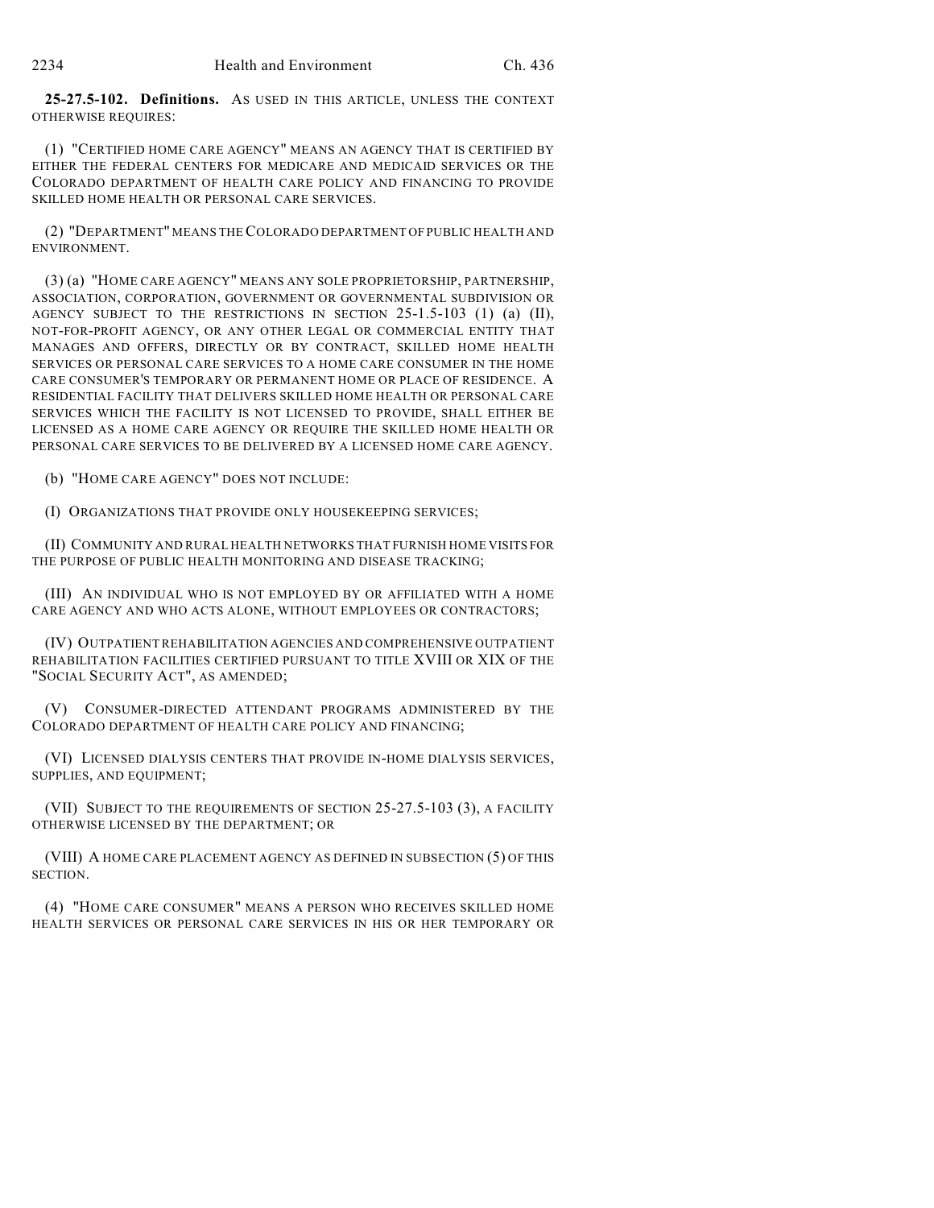**25-27.5-102. Definitions.** AS USED IN THIS ARTICLE, UNLESS THE CONTEXT OTHERWISE REQUIRES:

(1) "CERTIFIED HOME CARE AGENCY" MEANS AN AGENCY THAT IS CERTIFIED BY EITHER THE FEDERAL CENTERS FOR MEDICARE AND MEDICAID SERVICES OR THE COLORADO DEPARTMENT OF HEALTH CARE POLICY AND FINANCING TO PROVIDE SKILLED HOME HEALTH OR PERSONAL CARE SERVICES.

(2) "DEPARTMENT" MEANS THE COLORADO DEPARTMENT OF PUBLIC HEALTH AND ENVIRONMENT.

(3) (a) "HOME CARE AGENCY" MEANS ANY SOLE PROPRIETORSHIP, PARTNERSHIP, ASSOCIATION, CORPORATION, GOVERNMENT OR GOVERNMENTAL SUBDIVISION OR AGENCY SUBJECT TO THE RESTRICTIONS IN SECTION 25-1.5-103 (1) (a) (II), NOT-FOR-PROFIT AGENCY, OR ANY OTHER LEGAL OR COMMERCIAL ENTITY THAT MANAGES AND OFFERS, DIRECTLY OR BY CONTRACT, SKILLED HOME HEALTH SERVICES OR PERSONAL CARE SERVICES TO A HOME CARE CONSUMER IN THE HOME CARE CONSUMER'S TEMPORARY OR PERMANENT HOME OR PLACE OF RESIDENCE. A RESIDENTIAL FACILITY THAT DELIVERS SKILLED HOME HEALTH OR PERSONAL CARE SERVICES WHICH THE FACILITY IS NOT LICENSED TO PROVIDE, SHALL EITHER BE LICENSED AS A HOME CARE AGENCY OR REQUIRE THE SKILLED HOME HEALTH OR PERSONAL CARE SERVICES TO BE DELIVERED BY A LICENSED HOME CARE AGENCY.

(b) "HOME CARE AGENCY" DOES NOT INCLUDE:

(I) ORGANIZATIONS THAT PROVIDE ONLY HOUSEKEEPING SERVICES;

(II) COMMUNITY AND RURAL HEALTH NETWORKS THAT FURNISH HOME VISITS FOR THE PURPOSE OF PUBLIC HEALTH MONITORING AND DISEASE TRACKING;

(III) AN INDIVIDUAL WHO IS NOT EMPLOYED BY OR AFFILIATED WITH A HOME CARE AGENCY AND WHO ACTS ALONE, WITHOUT EMPLOYEES OR CONTRACTORS;

(IV) OUTPATIENT REHABILITATION AGENCIES AND COMPREHENSIVE OUTPATIENT REHABILITATION FACILITIES CERTIFIED PURSUANT TO TITLE XVIII OR XIX OF THE "SOCIAL SECURITY ACT", AS AMENDED;

(V) CONSUMER-DIRECTED ATTENDANT PROGRAMS ADMINISTERED BY THE COLORADO DEPARTMENT OF HEALTH CARE POLICY AND FINANCING;

(VI) LICENSED DIALYSIS CENTERS THAT PROVIDE IN-HOME DIALYSIS SERVICES, SUPPLIES, AND EQUIPMENT;

(VII) SUBJECT TO THE REQUIREMENTS OF SECTION 25-27.5-103 (3), A FACILITY OTHERWISE LICENSED BY THE DEPARTMENT; OR

(VIII) A HOME CARE PLACEMENT AGENCY AS DEFINED IN SUBSECTION (5) OF THIS SECTION.

(4) "HOME CARE CONSUMER" MEANS A PERSON WHO RECEIVES SKILLED HOME HEALTH SERVICES OR PERSONAL CARE SERVICES IN HIS OR HER TEMPORARY OR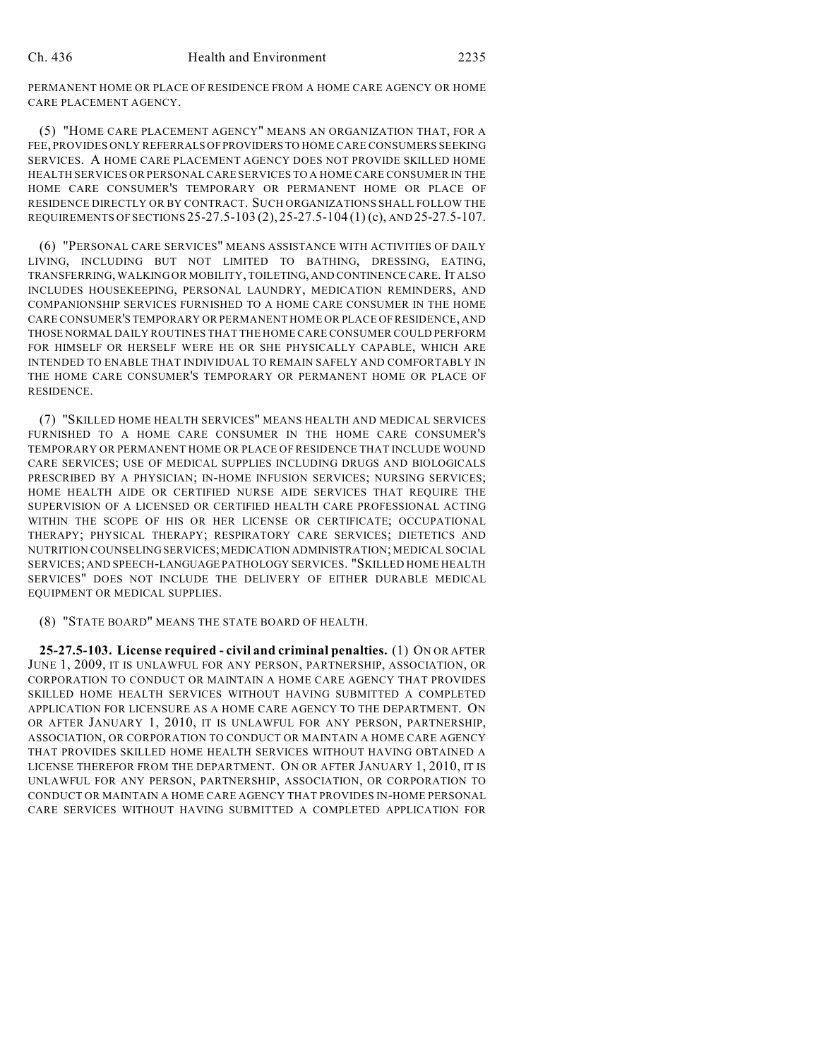PERMANENT HOME OR PLACE OF RESIDENCE FROM A HOME CARE AGENCY OR HOME CARE PLACEMENT AGENCY.

(5) "HOME CARE PLACEMENT AGENCY" MEANS AN ORGANIZATION THAT, FOR A FEE, PROVIDES ONLY REFERRALS OF PROVIDERS TO HOME CARE CONSUMERS SEEKING SERVICES. A HOME CARE PLACEMENT AGENCY DOES NOT PROVIDE SKILLED HOME HEALTH SERVICES OR PERSONAL CARE SERVICES TO A HOME CARE CONSUMER IN THE HOME CARE CONSUMER'S TEMPORARY OR PERMANENT HOME OR PLACE OF RESIDENCE DIRECTLY OR BY CONTRACT. SUCH ORGANIZATIONS SHALL FOLLOW THE REQUIREMENTS OF SECTIONS 25-27.5-103 (2), 25-27.5-104 (1) (c), AND 25-27.5-107.

(6) "PERSONAL CARE SERVICES" MEANS ASSISTANCE WITH ACTIVITIES OF DAILY LIVING, INCLUDING BUT NOT LIMITED TO BATHING, DRESSING, EATING, TRANSFERRING, WALKING OR MOBILITY, TOILETING, AND CONTINENCE CARE. IT ALSO INCLUDES HOUSEKEEPING, PERSONAL LAUNDRY, MEDICATION REMINDERS, AND COMPANIONSHIP SERVICES FURNISHED TO A HOME CARE CONSUMER IN THE HOME CARE CONSUMER'S TEMPORARY OR PERMANENT HOME OR PLACE OF RESIDENCE, AND THOSE NORMAL DAILY ROUTINES THAT THE HOME CARE CONSUMER COULD PERFORM FOR HIMSELF OR HERSELF WERE HE OR SHE PHYSICALLY CAPABLE, WHICH ARE INTENDED TO ENABLE THAT INDIVIDUAL TO REMAIN SAFELY AND COMFORTABLY IN THE HOME CARE CONSUMER'S TEMPORARY OR PERMANENT HOME OR PLACE OF RESIDENCE.

(7) "SKILLED HOME HEALTH SERVICES" MEANS HEALTH AND MEDICAL SERVICES FURNISHED TO A HOME CARE CONSUMER IN THE HOME CARE CONSUMER'S TEMPORARY OR PERMANENT HOME OR PLACE OF RESIDENCE THAT INCLUDE WOUND CARE SERVICES; USE OF MEDICAL SUPPLIES INCLUDING DRUGS AND BIOLOGICALS PRESCRIBED BY A PHYSICIAN; IN-HOME INFUSION SERVICES; NURSING SERVICES; HOME HEALTH AIDE OR CERTIFIED NURSE AIDE SERVICES THAT REQUIRE THE SUPERVISION OF A LICENSED OR CERTIFIED HEALTH CARE PROFESSIONAL ACTING WITHIN THE SCOPE OF HIS OR HER LICENSE OR CERTIFICATE; OCCUPATIONAL THERAPY; PHYSICAL THERAPY; RESPIRATORY CARE SERVICES; DIETETICS AND NUTRITION COUNSELING SERVICES; MEDICATION ADMINISTRATION; MEDICAL SOCIAL SERVICES; AND SPEECH-LANGUAGE PATHOLOGY SERVICES. "SKILLED HOME HEALTH SERVICES" DOES NOT INCLUDE THE DELIVERY OF EITHER DURABLE MEDICAL EQUIPMENT OR MEDICAL SUPPLIES.

(8) "STATE BOARD" MEANS THE STATE BOARD OF HEALTH.

**25-27.5-103. License required - civil and criminal penalties.** (1) ON OR AFTER JUNE 1, 2009, IT IS UNLAWFUL FOR ANY PERSON, PARTNERSHIP, ASSOCIATION, OR CORPORATION TO CONDUCT OR MAINTAIN A HOME CARE AGENCY THAT PROVIDES SKILLED HOME HEALTH SERVICES WITHOUT HAVING SUBMITTED A COMPLETED APPLICATION FOR LICENSURE AS A HOME CARE AGENCY TO THE DEPARTMENT. ON OR AFTER JANUARY 1, 2010, IT IS UNLAWFUL FOR ANY PERSON, PARTNERSHIP, ASSOCIATION, OR CORPORATION TO CONDUCT OR MAINTAIN A HOME CARE AGENCY THAT PROVIDES SKILLED HOME HEALTH SERVICES WITHOUT HAVING OBTAINED A LICENSE THEREFOR FROM THE DEPARTMENT. ON OR AFTER JANUARY 1, 2010, IT IS UNLAWFUL FOR ANY PERSON, PARTNERSHIP, ASSOCIATION, OR CORPORATION TO CONDUCT OR MAINTAIN A HOME CARE AGENCY THAT PROVIDES IN-HOME PERSONAL CARE SERVICES WITHOUT HAVING SUBMITTED A COMPLETED APPLICATION FOR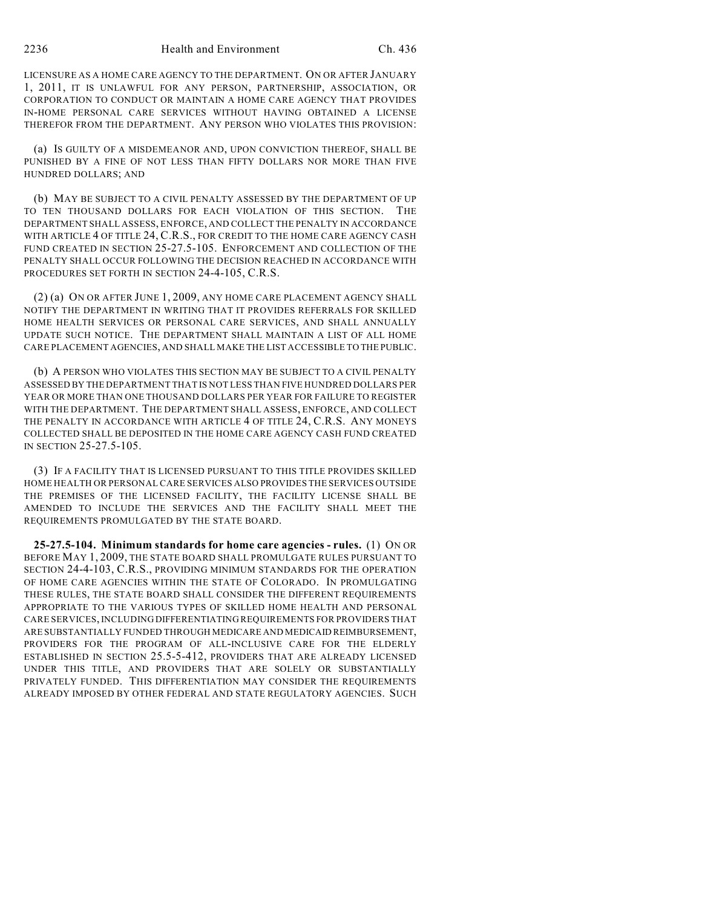LICENSURE AS A HOME CARE AGENCY TO THE DEPARTMENT. ON OR AFTER JANUARY 1, 2011, IT IS UNLAWFUL FOR ANY PERSON, PARTNERSHIP, ASSOCIATION, OR CORPORATION TO CONDUCT OR MAINTAIN A HOME CARE AGENCY THAT PROVIDES IN-HOME PERSONAL CARE SERVICES WITHOUT HAVING OBTAINED A LICENSE THEREFOR FROM THE DEPARTMENT. ANY PERSON WHO VIOLATES THIS PROVISION:

(a) IS GUILTY OF A MISDEMEANOR AND, UPON CONVICTION THEREOF, SHALL BE PUNISHED BY A FINE OF NOT LESS THAN FIFTY DOLLARS NOR MORE THAN FIVE HUNDRED DOLLARS; AND

(b) MAY BE SUBJECT TO A CIVIL PENALTY ASSESSED BY THE DEPARTMENT OF UP TO TEN THOUSAND DOLLARS FOR EACH VIOLATION OF THIS SECTION. THE DEPARTMENT SHALL ASSESS, ENFORCE, AND COLLECT THE PENALTY IN ACCORDANCE WITH ARTICLE 4 OF TITLE 24, C.R.S., FOR CREDIT TO THE HOME CARE AGENCY CASH FUND CREATED IN SECTION 25-27.5-105. ENFORCEMENT AND COLLECTION OF THE PENALTY SHALL OCCUR FOLLOWING THE DECISION REACHED IN ACCORDANCE WITH PROCEDURES SET FORTH IN SECTION 24-4-105, C.R.S.

(2) (a) ON OR AFTER JUNE 1, 2009, ANY HOME CARE PLACEMENT AGENCY SHALL NOTIFY THE DEPARTMENT IN WRITING THAT IT PROVIDES REFERRALS FOR SKILLED HOME HEALTH SERVICES OR PERSONAL CARE SERVICES, AND SHALL ANNUALLY UPDATE SUCH NOTICE. THE DEPARTMENT SHALL MAINTAIN A LIST OF ALL HOME CARE PLACEMENT AGENCIES, AND SHALL MAKE THE LIST ACCESSIBLE TO THE PUBLIC.

(b) A PERSON WHO VIOLATES THIS SECTION MAY BE SUBJECT TO A CIVIL PENALTY ASSESSED BY THE DEPARTMENT THAT IS NOT LESS THAN FIVE HUNDRED DOLLARS PER YEAR OR MORE THAN ONE THOUSAND DOLLARS PER YEAR FOR FAILURE TO REGISTER WITH THE DEPARTMENT. THE DEPARTMENT SHALL ASSESS, ENFORCE, AND COLLECT THE PENALTY IN ACCORDANCE WITH ARTICLE 4 OF TITLE 24, C.R.S. ANY MONEYS COLLECTED SHALL BE DEPOSITED IN THE HOME CARE AGENCY CASH FUND CREATED IN SECTION 25-27.5-105.

(3) IF A FACILITY THAT IS LICENSED PURSUANT TO THIS TITLE PROVIDES SKILLED HOME HEALTH OR PERSONAL CARE SERVICES ALSO PROVIDES THE SERVICES OUTSIDE THE PREMISES OF THE LICENSED FACILITY, THE FACILITY LICENSE SHALL BE AMENDED TO INCLUDE THE SERVICES AND THE FACILITY SHALL MEET THE REQUIREMENTS PROMULGATED BY THE STATE BOARD.

**25-27.5-104. Minimum standards for home care agencies - rules.** (1) ON OR BEFORE MAY 1, 2009, THE STATE BOARD SHALL PROMULGATE RULES PURSUANT TO SECTION 24-4-103, C.R.S., PROVIDING MINIMUM STANDARDS FOR THE OPERATION OF HOME CARE AGENCIES WITHIN THE STATE OF COLORADO. IN PROMULGATING THESE RULES, THE STATE BOARD SHALL CONSIDER THE DIFFERENT REQUIREMENTS APPROPRIATE TO THE VARIOUS TYPES OF SKILLED HOME HEALTH AND PERSONAL CARE SERVICES, INCLUDING DIFFERENTIATING REQUIREMENTS FOR PROVIDERS THAT ARE SUBSTANTIALLY FUNDED THROUGH MEDICARE AND MEDICAID REIMBURSEMENT, PROVIDERS FOR THE PROGRAM OF ALL-INCLUSIVE CARE FOR THE ELDERLY ESTABLISHED IN SECTION 25.5-5-412, PROVIDERS THAT ARE ALREADY LICENSED UNDER THIS TITLE, AND PROVIDERS THAT ARE SOLELY OR SUBSTANTIALLY PRIVATELY FUNDED. THIS DIFFERENTIATION MAY CONSIDER THE REQUIREMENTS ALREADY IMPOSED BY OTHER FEDERAL AND STATE REGULATORY AGENCIES. SUCH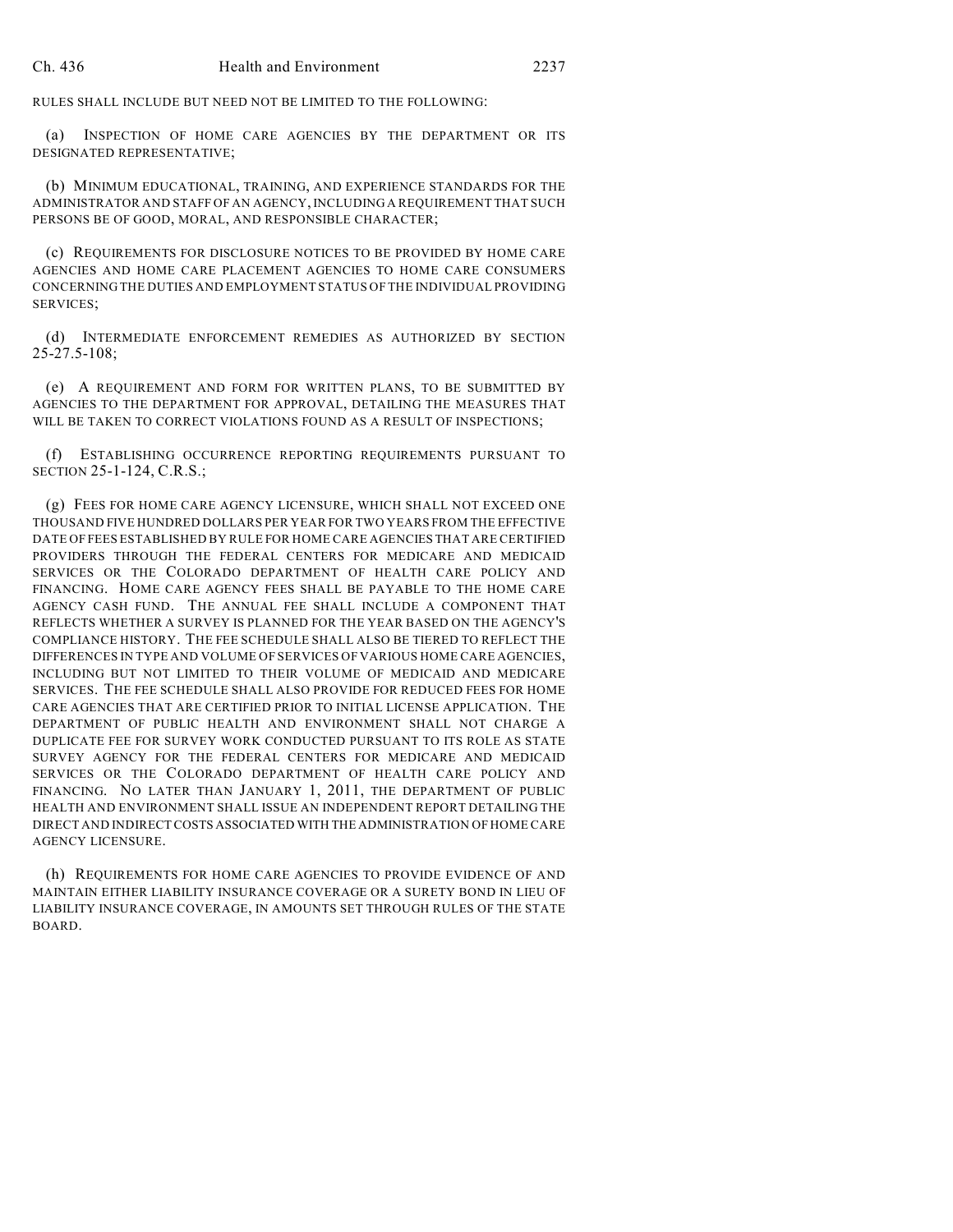RULES SHALL INCLUDE BUT NEED NOT BE LIMITED TO THE FOLLOWING:

(a) INSPECTION OF HOME CARE AGENCIES BY THE DEPARTMENT OR ITS DESIGNATED REPRESENTATIVE;

(b) MINIMUM EDUCATIONAL, TRAINING, AND EXPERIENCE STANDARDS FOR THE ADMINISTRATOR AND STAFF OF AN AGENCY, INCLUDING A REQUIREMENT THAT SUCH PERSONS BE OF GOOD, MORAL, AND RESPONSIBLE CHARACTER;

(c) REQUIREMENTS FOR DISCLOSURE NOTICES TO BE PROVIDED BY HOME CARE AGENCIES AND HOME CARE PLACEMENT AGENCIES TO HOME CARE CONSUMERS CONCERNING THE DUTIES AND EMPLOYMENT STATUS OF THE INDIVIDUAL PROVIDING SERVICES;

(d) INTERMEDIATE ENFORCEMENT REMEDIES AS AUTHORIZED BY SECTION 25-27.5-108;

(e) A REQUIREMENT AND FORM FOR WRITTEN PLANS, TO BE SUBMITTED BY AGENCIES TO THE DEPARTMENT FOR APPROVAL, DETAILING THE MEASURES THAT WILL BE TAKEN TO CORRECT VIOLATIONS FOUND AS A RESULT OF INSPECTIONS;

(f) ESTABLISHING OCCURRENCE REPORTING REQUIREMENTS PURSUANT TO SECTION 25-1-124, C.R.S.;

(g) FEES FOR HOME CARE AGENCY LICENSURE, WHICH SHALL NOT EXCEED ONE THOUSAND FIVE HUNDRED DOLLARS PER YEAR FOR TWO YEARS FROM THE EFFECTIVE DATE OF FEES ESTABLISHED BY RULE FOR HOME CARE AGENCIES THAT ARE CERTIFIED PROVIDERS THROUGH THE FEDERAL CENTERS FOR MEDICARE AND MEDICAID SERVICES OR THE COLORADO DEPARTMENT OF HEALTH CARE POLICY AND FINANCING. HOME CARE AGENCY FEES SHALL BE PAYABLE TO THE HOME CARE AGENCY CASH FUND. THE ANNUAL FEE SHALL INCLUDE A COMPONENT THAT REFLECTS WHETHER A SURVEY IS PLANNED FOR THE YEAR BASED ON THE AGENCY'S COMPLIANCE HISTORY. THE FEE SCHEDULE SHALL ALSO BE TIERED TO REFLECT THE DIFFERENCES IN TYPE AND VOLUME OF SERVICES OF VARIOUS HOME CARE AGENCIES, INCLUDING BUT NOT LIMITED TO THEIR VOLUME OF MEDICAID AND MEDICARE SERVICES. THE FEE SCHEDULE SHALL ALSO PROVIDE FOR REDUCED FEES FOR HOME CARE AGENCIES THAT ARE CERTIFIED PRIOR TO INITIAL LICENSE APPLICATION. THE DEPARTMENT OF PUBLIC HEALTH AND ENVIRONMENT SHALL NOT CHARGE A DUPLICATE FEE FOR SURVEY WORK CONDUCTED PURSUANT TO ITS ROLE AS STATE SURVEY AGENCY FOR THE FEDERAL CENTERS FOR MEDICARE AND MEDICAID SERVICES OR THE COLORADO DEPARTMENT OF HEALTH CARE POLICY AND FINANCING. NO LATER THAN JANUARY 1, 2011, THE DEPARTMENT OF PUBLIC HEALTH AND ENVIRONMENT SHALL ISSUE AN INDEPENDENT REPORT DETAILING THE DIRECT AND INDIRECT COSTS ASSOCIATED WITH THE ADMINISTRATION OF HOME CARE AGENCY LICENSURE.

(h) REQUIREMENTS FOR HOME CARE AGENCIES TO PROVIDE EVIDENCE OF AND MAINTAIN EITHER LIABILITY INSURANCE COVERAGE OR A SURETY BOND IN LIEU OF LIABILITY INSURANCE COVERAGE, IN AMOUNTS SET THROUGH RULES OF THE STATE BOARD.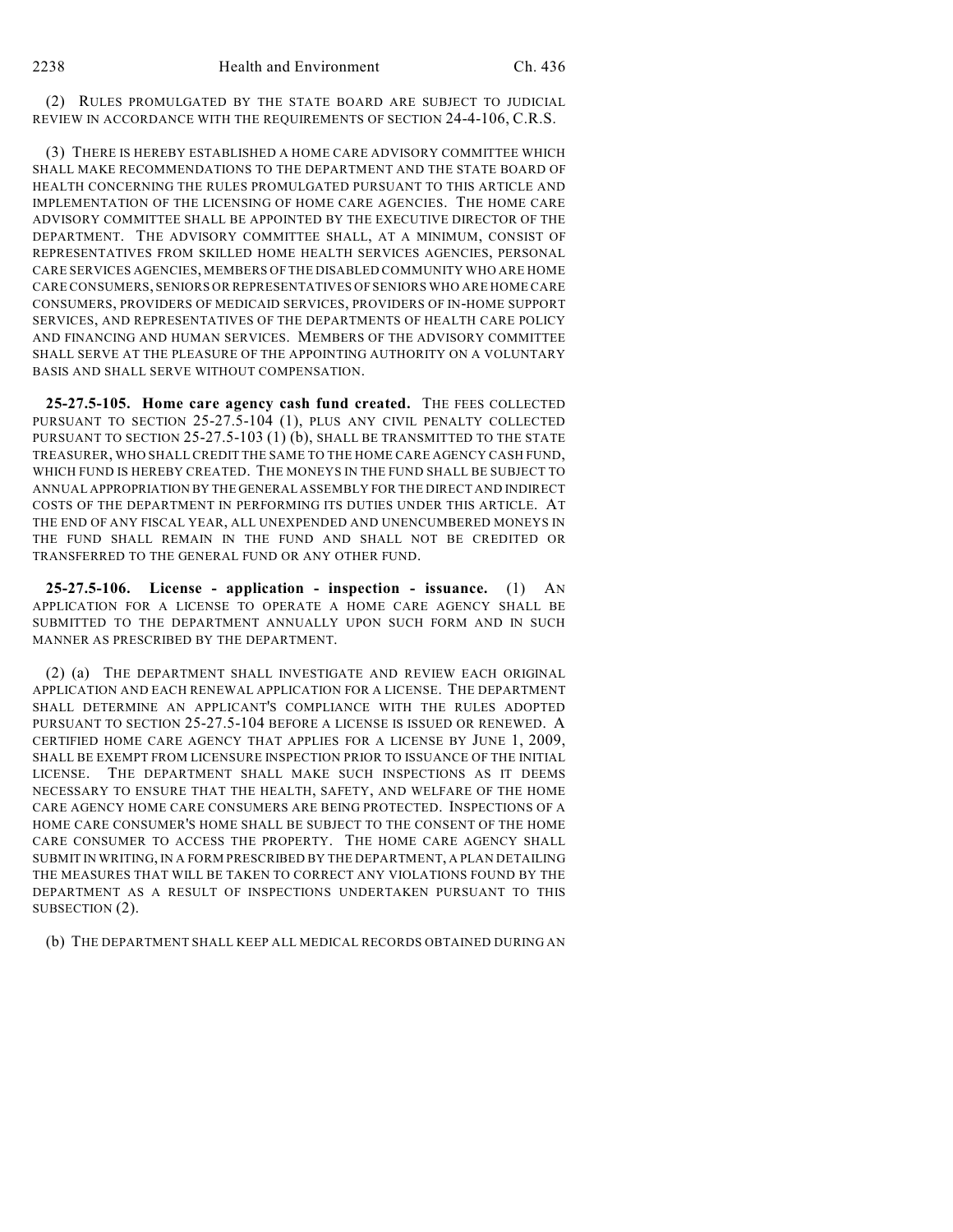(2) RULES PROMULGATED BY THE STATE BOARD ARE SUBJECT TO JUDICIAL REVIEW IN ACCORDANCE WITH THE REQUIREMENTS OF SECTION 24-4-106, C.R.S.

(3) THERE IS HEREBY ESTABLISHED A HOME CARE ADVISORY COMMITTEE WHICH SHALL MAKE RECOMMENDATIONS TO THE DEPARTMENT AND THE STATE BOARD OF HEALTH CONCERNING THE RULES PROMULGATED PURSUANT TO THIS ARTICLE AND IMPLEMENTATION OF THE LICENSING OF HOME CARE AGENCIES. THE HOME CARE ADVISORY COMMITTEE SHALL BE APPOINTED BY THE EXECUTIVE DIRECTOR OF THE DEPARTMENT. THE ADVISORY COMMITTEE SHALL, AT A MINIMUM, CONSIST OF REPRESENTATIVES FROM SKILLED HOME HEALTH SERVICES AGENCIES, PERSONAL CARE SERVICES AGENCIES, MEMBERS OF THE DISABLED COMMUNITY WHO ARE HOME CARE CONSUMERS, SENIORS OR REPRESENTATIVES OF SENIORS WHO ARE HOME CARE CONSUMERS, PROVIDERS OF MEDICAID SERVICES, PROVIDERS OF IN-HOME SUPPORT SERVICES, AND REPRESENTATIVES OF THE DEPARTMENTS OF HEALTH CARE POLICY AND FINANCING AND HUMAN SERVICES. MEMBERS OF THE ADVISORY COMMITTEE SHALL SERVE AT THE PLEASURE OF THE APPOINTING AUTHORITY ON A VOLUNTARY BASIS AND SHALL SERVE WITHOUT COMPENSATION.

**25-27.5-105. Home care agency cash fund created.** THE FEES COLLECTED PURSUANT TO SECTION 25-27.5-104 (1), PLUS ANY CIVIL PENALTY COLLECTED PURSUANT TO SECTION 25-27.5-103 (1) (b), SHALL BE TRANSMITTED TO THE STATE TREASURER, WHO SHALL CREDIT THE SAME TO THE HOME CARE AGENCY CASH FUND, WHICH FUND IS HEREBY CREATED. THE MONEYS IN THE FUND SHALL BE SUBJECT TO ANNUAL APPROPRIATION BY THE GENERAL ASSEMBLY FOR THE DIRECT AND INDIRECT COSTS OF THE DEPARTMENT IN PERFORMING ITS DUTIES UNDER THIS ARTICLE. AT THE END OF ANY FISCAL YEAR, ALL UNEXPENDED AND UNENCUMBERED MONEYS IN THE FUND SHALL REMAIN IN THE FUND AND SHALL NOT BE CREDITED OR TRANSFERRED TO THE GENERAL FUND OR ANY OTHER FUND.

**25-27.5-106. License - application - inspection - issuance.** (1) AN APPLICATION FOR A LICENSE TO OPERATE A HOME CARE AGENCY SHALL BE SUBMITTED TO THE DEPARTMENT ANNUALLY UPON SUCH FORM AND IN SUCH MANNER AS PRESCRIBED BY THE DEPARTMENT.

(2) (a) THE DEPARTMENT SHALL INVESTIGATE AND REVIEW EACH ORIGINAL APPLICATION AND EACH RENEWAL APPLICATION FOR A LICENSE. THE DEPARTMENT SHALL DETERMINE AN APPLICANT'S COMPLIANCE WITH THE RULES ADOPTED PURSUANT TO SECTION 25-27.5-104 BEFORE A LICENSE IS ISSUED OR RENEWED. A CERTIFIED HOME CARE AGENCY THAT APPLIES FOR A LICENSE BY JUNE 1, 2009, SHALL BE EXEMPT FROM LICENSURE INSPECTION PRIOR TO ISSUANCE OF THE INITIAL LICENSE. THE DEPARTMENT SHALL MAKE SUCH INSPECTIONS AS IT DEEMS NECESSARY TO ENSURE THAT THE HEALTH, SAFETY, AND WELFARE OF THE HOME CARE AGENCY HOME CARE CONSUMERS ARE BEING PROTECTED. INSPECTIONS OF A HOME CARE CONSUMER'S HOME SHALL BE SUBJECT TO THE CONSENT OF THE HOME CARE CONSUMER TO ACCESS THE PROPERTY. THE HOME CARE AGENCY SHALL SUBMIT IN WRITING, IN A FORM PRESCRIBED BY THE DEPARTMENT, A PLAN DETAILING THE MEASURES THAT WILL BE TAKEN TO CORRECT ANY VIOLATIONS FOUND BY THE DEPARTMENT AS A RESULT OF INSPECTIONS UNDERTAKEN PURSUANT TO THIS SUBSECTION (2).

(b) THE DEPARTMENT SHALL KEEP ALL MEDICAL RECORDS OBTAINED DURING AN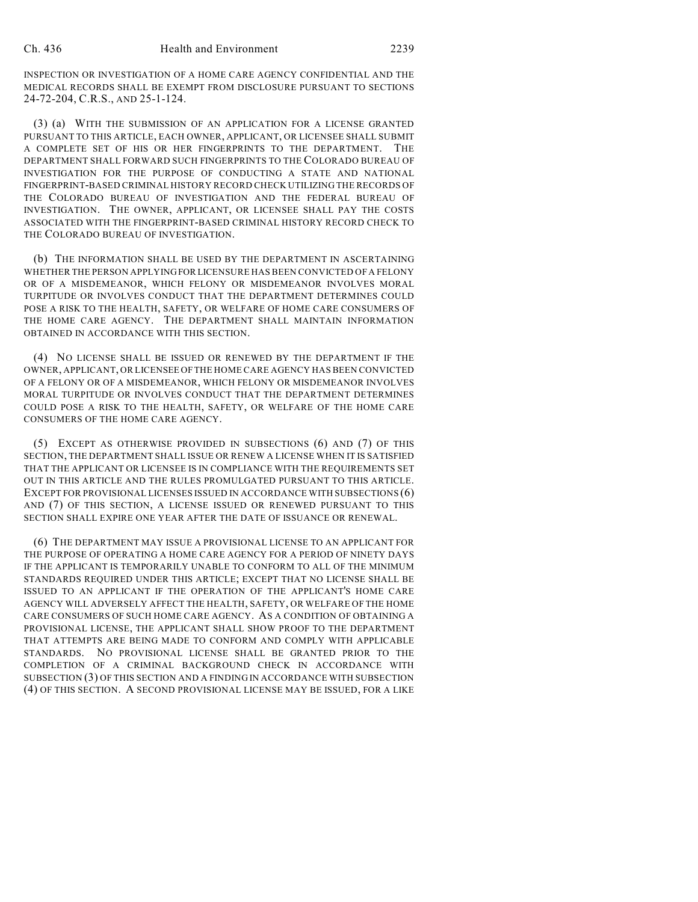INSPECTION OR INVESTIGATION OF A HOME CARE AGENCY CONFIDENTIAL AND THE MEDICAL RECORDS SHALL BE EXEMPT FROM DISCLOSURE PURSUANT TO SECTIONS 24-72-204, C.R.S., AND 25-1-124.

(3) (a) WITH THE SUBMISSION OF AN APPLICATION FOR A LICENSE GRANTED PURSUANT TO THIS ARTICLE, EACH OWNER, APPLICANT, OR LICENSEE SHALL SUBMIT A COMPLETE SET OF HIS OR HER FINGERPRINTS TO THE DEPARTMENT. THE DEPARTMENT SHALL FORWARD SUCH FINGERPRINTS TO THE COLORADO BUREAU OF INVESTIGATION FOR THE PURPOSE OF CONDUCTING A STATE AND NATIONAL FINGERPRINT-BASED CRIMINAL HISTORY RECORD CHECK UTILIZING THE RECORDS OF THE COLORADO BUREAU OF INVESTIGATION AND THE FEDERAL BUREAU OF INVESTIGATION. THE OWNER, APPLICANT, OR LICENSEE SHALL PAY THE COSTS ASSOCIATED WITH THE FINGERPRINT-BASED CRIMINAL HISTORY RECORD CHECK TO THE COLORADO BUREAU OF INVESTIGATION.

(b) THE INFORMATION SHALL BE USED BY THE DEPARTMENT IN ASCERTAINING WHETHER THE PERSON APPLYING FOR LICENSURE HAS BEEN CONVICTED OF A FELONY OR OF A MISDEMEANOR, WHICH FELONY OR MISDEMEANOR INVOLVES MORAL TURPITUDE OR INVOLVES CONDUCT THAT THE DEPARTMENT DETERMINES COULD POSE A RISK TO THE HEALTH, SAFETY, OR WELFARE OF HOME CARE CONSUMERS OF THE HOME CARE AGENCY. THE DEPARTMENT SHALL MAINTAIN INFORMATION OBTAINED IN ACCORDANCE WITH THIS SECTION.

(4) NO LICENSE SHALL BE ISSUED OR RENEWED BY THE DEPARTMENT IF THE OWNER, APPLICANT, OR LICENSEE OF THE HOME CARE AGENCY HAS BEEN CONVICTED OF A FELONY OR OF A MISDEMEANOR, WHICH FELONY OR MISDEMEANOR INVOLVES MORAL TURPITUDE OR INVOLVES CONDUCT THAT THE DEPARTMENT DETERMINES COULD POSE A RISK TO THE HEALTH, SAFETY, OR WELFARE OF THE HOME CARE CONSUMERS OF THE HOME CARE AGENCY.

(5) EXCEPT AS OTHERWISE PROVIDED IN SUBSECTIONS (6) AND (7) OF THIS SECTION, THE DEPARTMENT SHALL ISSUE OR RENEW A LICENSE WHEN IT IS SATISFIED THAT THE APPLICANT OR LICENSEE IS IN COMPLIANCE WITH THE REQUIREMENTS SET OUT IN THIS ARTICLE AND THE RULES PROMULGATED PURSUANT TO THIS ARTICLE. EXCEPT FOR PROVISIONAL LICENSES ISSUED IN ACCORDANCE WITH SUBSECTIONS (6) AND (7) OF THIS SECTION, A LICENSE ISSUED OR RENEWED PURSUANT TO THIS SECTION SHALL EXPIRE ONE YEAR AFTER THE DATE OF ISSUANCE OR RENEWAL.

(6) THE DEPARTMENT MAY ISSUE A PROVISIONAL LICENSE TO AN APPLICANT FOR THE PURPOSE OF OPERATING A HOME CARE AGENCY FOR A PERIOD OF NINETY DAYS IF THE APPLICANT IS TEMPORARILY UNABLE TO CONFORM TO ALL OF THE MINIMUM STANDARDS REQUIRED UNDER THIS ARTICLE; EXCEPT THAT NO LICENSE SHALL BE ISSUED TO AN APPLICANT IF THE OPERATION OF THE APPLICANT'S HOME CARE AGENCY WILL ADVERSELY AFFECT THE HEALTH, SAFETY, OR WELFARE OF THE HOME CARE CONSUMERS OF SUCH HOME CARE AGENCY. AS A CONDITION OF OBTAINING A PROVISIONAL LICENSE, THE APPLICANT SHALL SHOW PROOF TO THE DEPARTMENT THAT ATTEMPTS ARE BEING MADE TO CONFORM AND COMPLY WITH APPLICABLE STANDARDS. NO PROVISIONAL LICENSE SHALL BE GRANTED PRIOR TO THE COMPLETION OF A CRIMINAL BACKGROUND CHECK IN ACCORDANCE WITH SUBSECTION (3) OF THIS SECTION AND A FINDING IN ACCORDANCE WITH SUBSECTION (4) OF THIS SECTION. A SECOND PROVISIONAL LICENSE MAY BE ISSUED, FOR A LIKE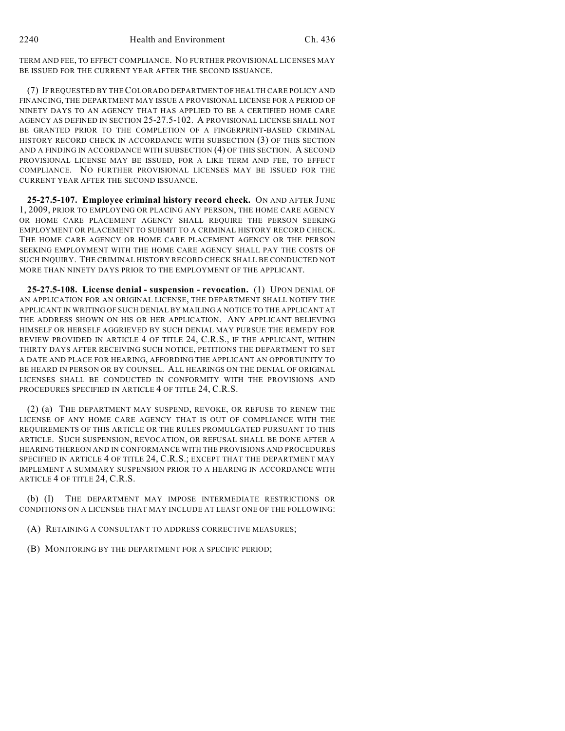TERM AND FEE, TO EFFECT COMPLIANCE. NO FURTHER PROVISIONAL LICENSES MAY BE ISSUED FOR THE CURRENT YEAR AFTER THE SECOND ISSUANCE.

(7) IF REQUESTED BY THE COLORADO DEPARTMENT OF HEALTH CARE POLICY AND FINANCING, THE DEPARTMENT MAY ISSUE A PROVISIONAL LICENSE FOR A PERIOD OF NINETY DAYS TO AN AGENCY THAT HAS APPLIED TO BE A CERTIFIED HOME CARE AGENCY AS DEFINED IN SECTION 25-27.5-102. A PROVISIONAL LICENSE SHALL NOT BE GRANTED PRIOR TO THE COMPLETION OF A FINGERPRINT-BASED CRIMINAL HISTORY RECORD CHECK IN ACCORDANCE WITH SUBSECTION (3) OF THIS SECTION AND A FINDING IN ACCORDANCE WITH SUBSECTION (4) OF THIS SECTION. A SECOND PROVISIONAL LICENSE MAY BE ISSUED, FOR A LIKE TERM AND FEE, TO EFFECT COMPLIANCE. NO FURTHER PROVISIONAL LICENSES MAY BE ISSUED FOR THE CURRENT YEAR AFTER THE SECOND ISSUANCE.

**25-27.5-107. Employee criminal history record check.** ON AND AFTER JUNE 1, 2009, PRIOR TO EMPLOYING OR PLACING ANY PERSON, THE HOME CARE AGENCY OR HOME CARE PLACEMENT AGENCY SHALL REQUIRE THE PERSON SEEKING EMPLOYMENT OR PLACEMENT TO SUBMIT TO A CRIMINAL HISTORY RECORD CHECK. THE HOME CARE AGENCY OR HOME CARE PLACEMENT AGENCY OR THE PERSON SEEKING EMPLOYMENT WITH THE HOME CARE AGENCY SHALL PAY THE COSTS OF SUCH INQUIRY. THE CRIMINAL HISTORY RECORD CHECK SHALL BE CONDUCTED NOT MORE THAN NINETY DAYS PRIOR TO THE EMPLOYMENT OF THE APPLICANT.

**25-27.5-108. License denial - suspension - revocation.** (1) UPON DENIAL OF AN APPLICATION FOR AN ORIGINAL LICENSE, THE DEPARTMENT SHALL NOTIFY THE APPLICANT IN WRITING OF SUCH DENIAL BY MAILING A NOTICE TO THE APPLICANT AT THE ADDRESS SHOWN ON HIS OR HER APPLICATION. ANY APPLICANT BELIEVING HIMSELF OR HERSELF AGGRIEVED BY SUCH DENIAL MAY PURSUE THE REMEDY FOR REVIEW PROVIDED IN ARTICLE 4 OF TITLE 24, C.R.S., IF THE APPLICANT, WITHIN THIRTY DAYS AFTER RECEIVING SUCH NOTICE, PETITIONS THE DEPARTMENT TO SET A DATE AND PLACE FOR HEARING, AFFORDING THE APPLICANT AN OPPORTUNITY TO BE HEARD IN PERSON OR BY COUNSEL. ALL HEARINGS ON THE DENIAL OF ORIGINAL LICENSES SHALL BE CONDUCTED IN CONFORMITY WITH THE PROVISIONS AND PROCEDURES SPECIFIED IN ARTICLE 4 OF TITLE 24, C.R.S.

(2) (a) THE DEPARTMENT MAY SUSPEND, REVOKE, OR REFUSE TO RENEW THE LICENSE OF ANY HOME CARE AGENCY THAT IS OUT OF COMPLIANCE WITH THE REQUIREMENTS OF THIS ARTICLE OR THE RULES PROMULGATED PURSUANT TO THIS ARTICLE. SUCH SUSPENSION, REVOCATION, OR REFUSAL SHALL BE DONE AFTER A HEARING THEREON AND IN CONFORMANCE WITH THE PROVISIONS AND PROCEDURES SPECIFIED IN ARTICLE 4 OF TITLE 24, C.R.S.; EXCEPT THAT THE DEPARTMENT MAY IMPLEMENT A SUMMARY SUSPENSION PRIOR TO A HEARING IN ACCORDANCE WITH ARTICLE 4 OF TITLE 24, C.R.S.

(b) (I) THE DEPARTMENT MAY IMPOSE INTERMEDIATE RESTRICTIONS OR CONDITIONS ON A LICENSEE THAT MAY INCLUDE AT LEAST ONE OF THE FOLLOWING:

(A) RETAINING A CONSULTANT TO ADDRESS CORRECTIVE MEASURES;

(B) MONITORING BY THE DEPARTMENT FOR A SPECIFIC PERIOD;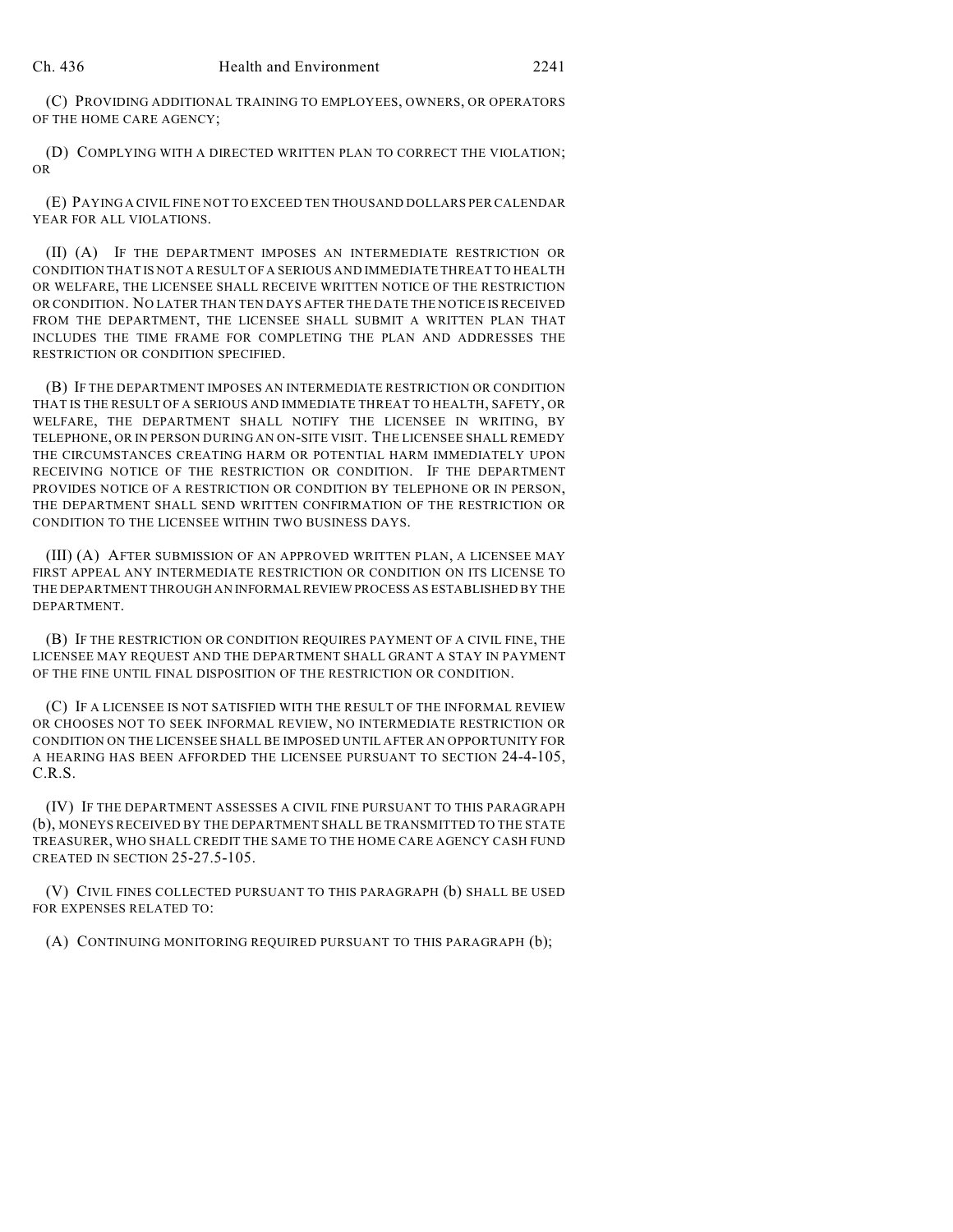(C) PROVIDING ADDITIONAL TRAINING TO EMPLOYEES, OWNERS, OR OPERATORS OF THE HOME CARE AGENCY;

(D) COMPLYING WITH A DIRECTED WRITTEN PLAN TO CORRECT THE VIOLATION; OR

(E) PAYING A CIVIL FINE NOT TO EXCEED TEN THOUSAND DOLLARS PER CALENDAR YEAR FOR ALL VIOLATIONS.

(II) (A) IF THE DEPARTMENT IMPOSES AN INTERMEDIATE RESTRICTION OR CONDITION THAT IS NOT A RESULT OF A SERIOUS AND IMMEDIATE THREAT TO HEALTH OR WELFARE, THE LICENSEE SHALL RECEIVE WRITTEN NOTICE OF THE RESTRICTION OR CONDITION. NO LATER THAN TEN DAYS AFTER THE DATE THE NOTICE IS RECEIVED FROM THE DEPARTMENT, THE LICENSEE SHALL SUBMIT A WRITTEN PLAN THAT INCLUDES THE TIME FRAME FOR COMPLETING THE PLAN AND ADDRESSES THE RESTRICTION OR CONDITION SPECIFIED.

(B) IF THE DEPARTMENT IMPOSES AN INTERMEDIATE RESTRICTION OR CONDITION THAT IS THE RESULT OF A SERIOUS AND IMMEDIATE THREAT TO HEALTH, SAFETY, OR WELFARE, THE DEPARTMENT SHALL NOTIFY THE LICENSEE IN WRITING, BY TELEPHONE, OR IN PERSON DURING AN ON-SITE VISIT. THE LICENSEE SHALL REMEDY THE CIRCUMSTANCES CREATING HARM OR POTENTIAL HARM IMMEDIATELY UPON RECEIVING NOTICE OF THE RESTRICTION OR CONDITION. IF THE DEPARTMENT PROVIDES NOTICE OF A RESTRICTION OR CONDITION BY TELEPHONE OR IN PERSON, THE DEPARTMENT SHALL SEND WRITTEN CONFIRMATION OF THE RESTRICTION OR CONDITION TO THE LICENSEE WITHIN TWO BUSINESS DAYS.

(III) (A) AFTER SUBMISSION OF AN APPROVED WRITTEN PLAN, A LICENSEE MAY FIRST APPEAL ANY INTERMEDIATE RESTRICTION OR CONDITION ON ITS LICENSE TO THE DEPARTMENT THROUGH AN INFORMAL REVIEW PROCESS AS ESTABLISHED BY THE DEPARTMENT.

(B) IF THE RESTRICTION OR CONDITION REQUIRES PAYMENT OF A CIVIL FINE, THE LICENSEE MAY REQUEST AND THE DEPARTMENT SHALL GRANT A STAY IN PAYMENT OF THE FINE UNTIL FINAL DISPOSITION OF THE RESTRICTION OR CONDITION.

(C) IF A LICENSEE IS NOT SATISFIED WITH THE RESULT OF THE INFORMAL REVIEW OR CHOOSES NOT TO SEEK INFORMAL REVIEW, NO INTERMEDIATE RESTRICTION OR CONDITION ON THE LICENSEE SHALL BE IMPOSED UNTIL AFTER AN OPPORTUNITY FOR A HEARING HAS BEEN AFFORDED THE LICENSEE PURSUANT TO SECTION 24-4-105, C.R.S.

(IV) IF THE DEPARTMENT ASSESSES A CIVIL FINE PURSUANT TO THIS PARAGRAPH (b), MONEYS RECEIVED BY THE DEPARTMENT SHALL BE TRANSMITTED TO THE STATE TREASURER, WHO SHALL CREDIT THE SAME TO THE HOME CARE AGENCY CASH FUND CREATED IN SECTION 25-27.5-105.

(V) CIVIL FINES COLLECTED PURSUANT TO THIS PARAGRAPH (b) SHALL BE USED FOR EXPENSES RELATED TO:

(A) CONTINUING MONITORING REQUIRED PURSUANT TO THIS PARAGRAPH (b);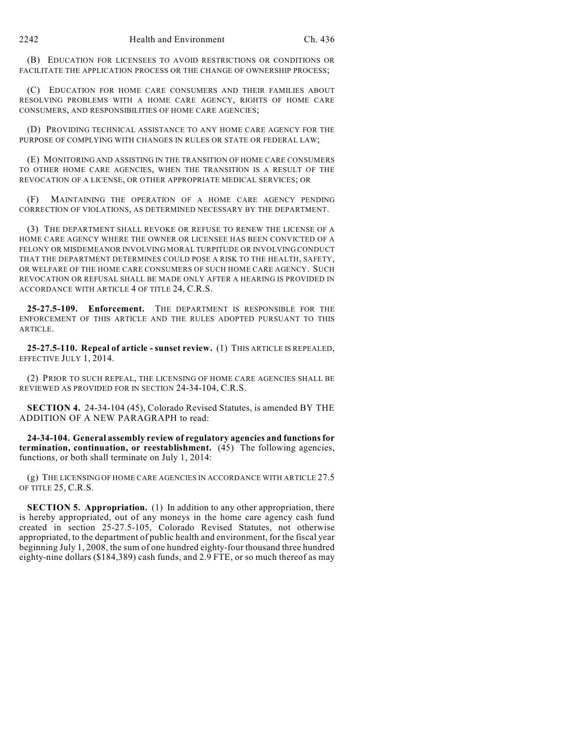(B) EDUCATION FOR LICENSEES TO AVOID RESTRICTIONS OR CONDITIONS OR FACILITATE THE APPLICATION PROCESS OR THE CHANGE OF OWNERSHIP PROCESS;

(C) EDUCATION FOR HOME CARE CONSUMERS AND THEIR FAMILIES ABOUT RESOLVING PROBLEMS WITH A HOME CARE AGENCY, RIGHTS OF HOME CARE CONSUMERS, AND RESPONSIBILITIES OF HOME CARE AGENCIES;

(D) PROVIDING TECHNICAL ASSISTANCE TO ANY HOME CARE AGENCY FOR THE PURPOSE OF COMPLYING WITH CHANGES IN RULES OR STATE OR FEDERAL LAW;

(E) MONITORING AND ASSISTING IN THE TRANSITION OF HOME CARE CONSUMERS TO OTHER HOME CARE AGENCIES, WHEN THE TRANSITION IS A RESULT OF THE REVOCATION OF A LICENSE, OR OTHER APPROPRIATE MEDICAL SERVICES; OR

(F) MAINTAINING THE OPERATION OF A HOME CARE AGENCY PENDING CORRECTION OF VIOLATIONS, AS DETERMINED NECESSARY BY THE DEPARTMENT.

(3) THE DEPARTMENT SHALL REVOKE OR REFUSE TO RENEW THE LICENSE OF A HOME CARE AGENCY WHERE THE OWNER OR LICENSEE HAS BEEN CONVICTED OF A FELONY OR MISDEMEANOR INVOLVING MORAL TURPITUDE OR INVOLVING CONDUCT THAT THE DEPARTMENT DETERMINES COULD POSE A RISK TO THE HEALTH, SAFETY, OR WELFARE OF THE HOME CARE CONSUMERS OF SUCH HOME CARE AGENCY. SUCH REVOCATION OR REFUSAL SHALL BE MADE ONLY AFTER A HEARING IS PROVIDED IN ACCORDANCE WITH ARTICLE 4 OF TITLE 24, C.R.S.

**25-27.5-109. Enforcement.** THE DEPARTMENT IS RESPONSIBLE FOR THE ENFORCEMENT OF THIS ARTICLE AND THE RULES ADOPTED PURSUANT TO THIS ARTICLE.

**25-27.5-110. Repeal of article - sunset review.** (1) THIS ARTICLE IS REPEALED, EFFECTIVE JULY 1, 2014.

(2) PRIOR TO SUCH REPEAL, THE LICENSING OF HOME CARE AGENCIES SHALL BE REVIEWED AS PROVIDED FOR IN SECTION 24-34-104, C.R.S.

**SECTION 4.** 24-34-104 (45), Colorado Revised Statutes, is amended BY THE ADDITION OF A NEW PARAGRAPH to read:

**24-34-104. General assembly review of regulatory agencies and functions for termination, continuation, or reestablishment.** (45) The following agencies, functions, or both shall terminate on July 1, 2014:

(g) THE LICENSING OF HOME CARE AGENCIES IN ACCORDANCE WITH ARTICLE 27.5 OF TITLE 25, C.R.S.

**SECTION 5. Appropriation.** (1) In addition to any other appropriation, there is hereby appropriated, out of any moneys in the home care agency cash fund created in section 25-27.5-105, Colorado Revised Statutes, not otherwise appropriated, to the department of public health and environment, for the fiscal year beginning July 1, 2008, the sum of one hundred eighty-four thousand three hundred eighty-nine dollars ($184,389) cash funds, and 2.9 FTE, or so much thereof as may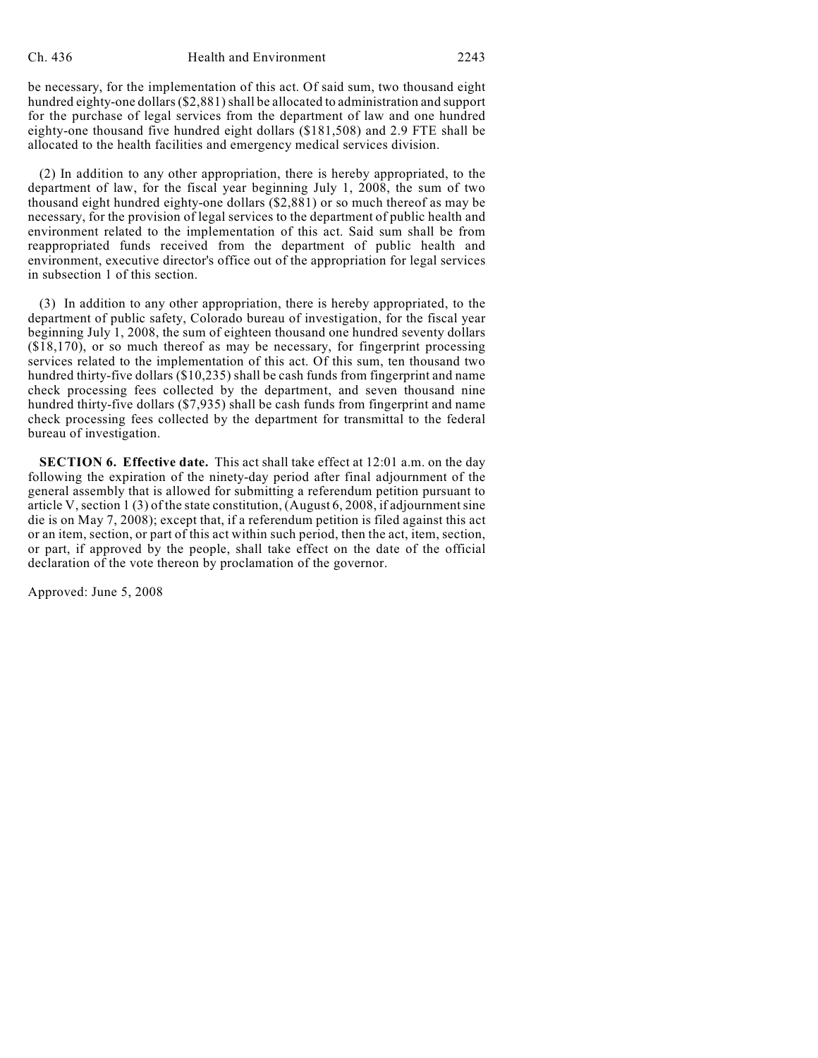be necessary, for the implementation of this act. Of said sum, two thousand eight hundred eighty-one dollars ($2,881) shall be allocated to administration and support for the purchase of legal services from the department of law and one hundred eighty-one thousand five hundred eight dollars ($181,508) and 2.9 FTE shall be allocated to the health facilities and emergency medical services division.

(2) In addition to any other appropriation, there is hereby appropriated, to the department of law, for the fiscal year beginning July 1, 2008, the sum of two thousand eight hundred eighty-one dollars ($2,881) or so much thereof as may be necessary, for the provision of legal services to the department of public health and environment related to the implementation of this act. Said sum shall be from reappropriated funds received from the department of public health and environment, executive director's office out of the appropriation for legal services in subsection 1 of this section.

(3) In addition to any other appropriation, there is hereby appropriated, to the department of public safety, Colorado bureau of investigation, for the fiscal year beginning July 1, 2008, the sum of eighteen thousand one hundred seventy dollars ($18,170), or so much thereof as may be necessary, for fingerprint processing services related to the implementation of this act. Of this sum, ten thousand two hundred thirty-five dollars ($10,235) shall be cash funds from fingerprint and name check processing fees collected by the department, and seven thousand nine hundred thirty-five dollars ($7,935) shall be cash funds from fingerprint and name check processing fees collected by the department for transmittal to the federal bureau of investigation.

**SECTION 6. Effective date.** This act shall take effect at 12:01 a.m. on the day following the expiration of the ninety-day period after final adjournment of the general assembly that is allowed for submitting a referendum petition pursuant to article V, section 1 (3) of the state constitution, (August 6, 2008, if adjournment sine die is on May 7, 2008); except that, if a referendum petition is filed against this act or an item, section, or part of this act within such period, then the act, item, section, or part, if approved by the people, shall take effect on the date of the official declaration of the vote thereon by proclamation of the governor.

Approved: June 5, 2008